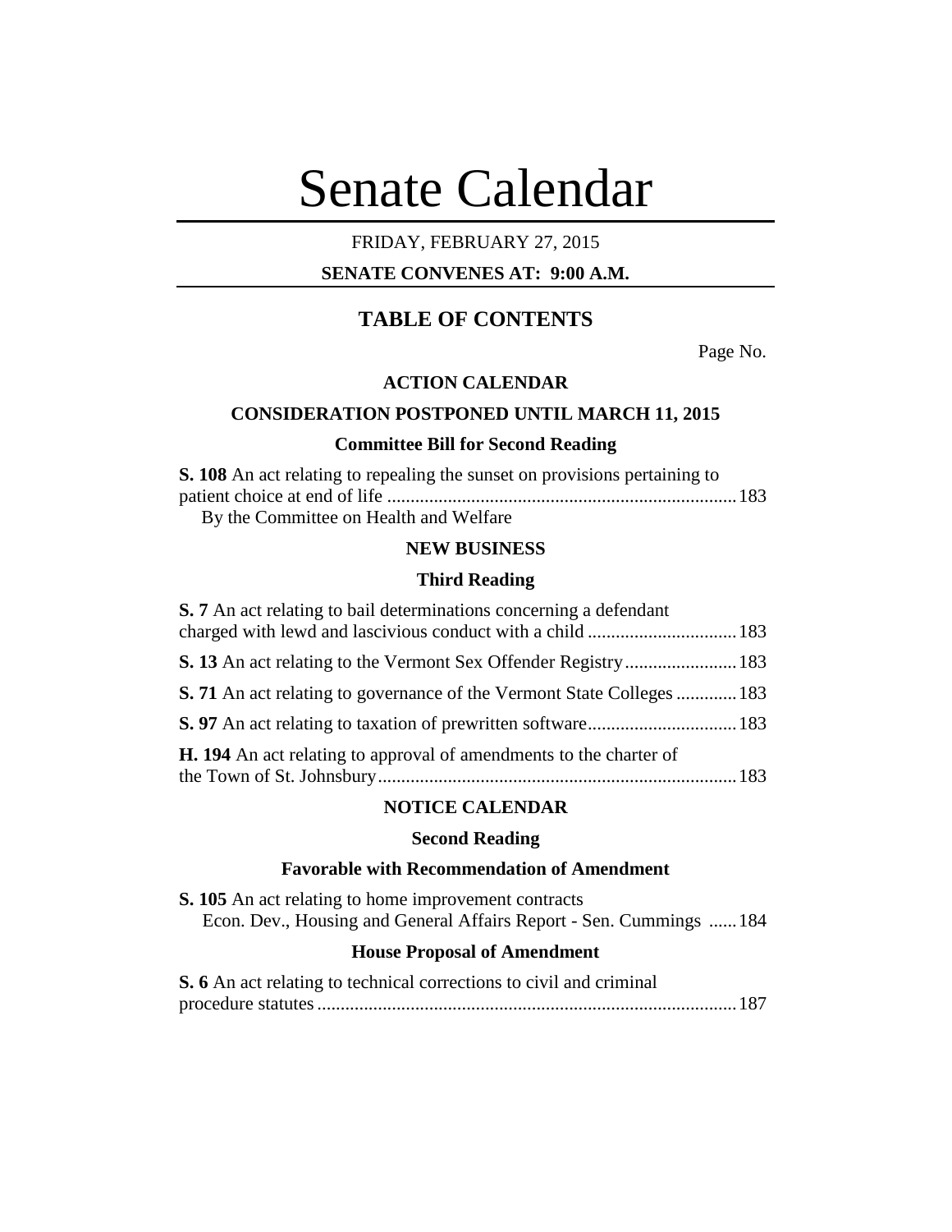# Senate Calendar

FRIDAY, FEBRUARY 27, 2015

**SENATE CONVENES AT: 9:00 A.M.**

## TABLE OF CONTENTS

Page No.

### ACTION CALENDAR

### CONSIDERATION POSTPONED UNTIL MARCH 11, 2015

#### Committee Bill for Second Reading

**S. 108** An act relating to repealing the sunset on provisions pertaining to patient choice at end of life .......... 183
By the Committee on Health and Welfare

### NEW BUSINESS

#### Third Reading

**S. 7** An act relating to bail determinations concerning a defendant charged with lewd and lascivious conduct with a child .......... 183

**S. 13** An act relating to the Vermont Sex Offender Registry .......... 183

**S. 71** An act relating to governance of the Vermont State Colleges .......... 183

**S. 97** An act relating to taxation of prewritten software .......... 183

**H. 194** An act relating to approval of amendments to the charter of the Town of St. Johnsbury .......... 183

### NOTICE CALENDAR

#### Second Reading

#### Favorable with Recommendation of Amendment

**S. 105** An act relating to home improvement contracts
Econ. Dev., Housing and General Affairs Report - Sen. Cummings .......... 184

#### House Proposal of Amendment

**S. 6** An act relating to technical corrections to civil and criminal procedure statutes .......... 187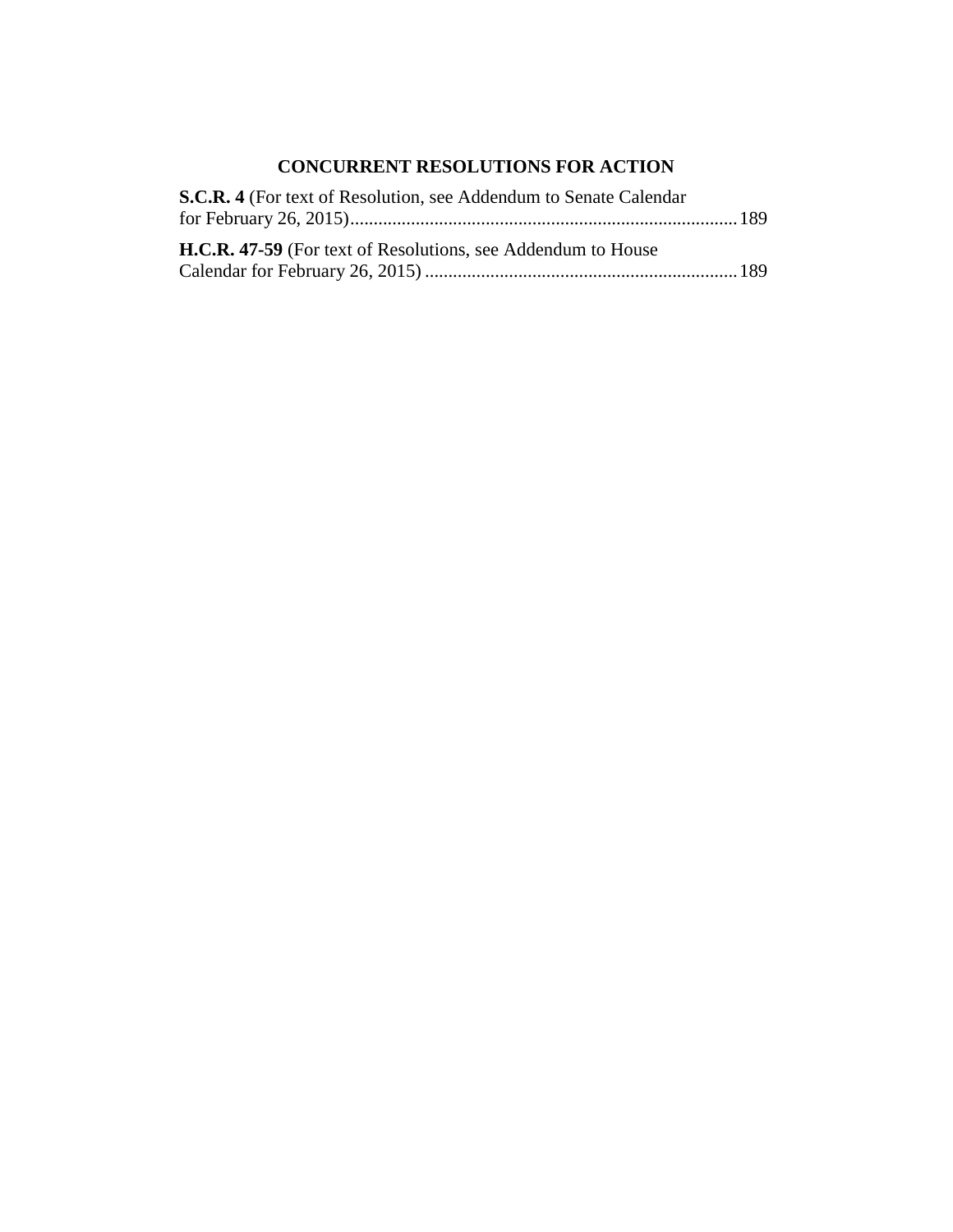## CONCURRENT RESOLUTIONS FOR ACTION

**S.C.R. 4** (For text of Resolution, see Addendum to Senate Calendar for February 26, 2015) .................................................................................. 189

**H.C.R. 47-59** (For text of Resolutions, see Addendum to House Calendar for February 26, 2015) .................................................................. 189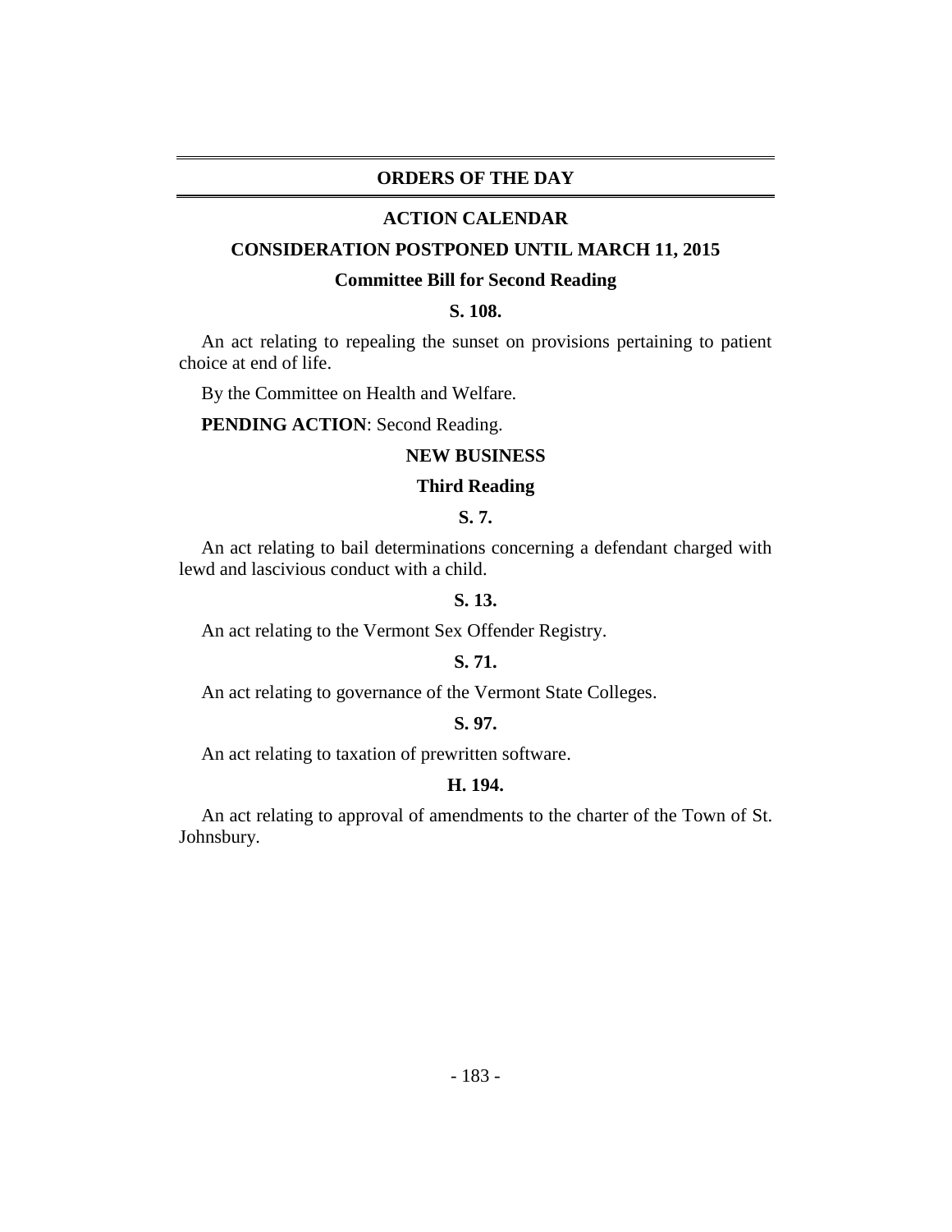## ORDERS OF THE DAY

### ACTION CALENDAR

### CONSIDERATION POSTPONED UNTIL MARCH 11, 2015

**Committee Bill for Second Reading**

**S. 108.**

An act relating to repealing the sunset on provisions pertaining to patient choice at end of life.

By the Committee on Health and Welfare.

**PENDING ACTION**: Second Reading.

### NEW BUSINESS

**Third Reading**

**S. 7.**

An act relating to bail determinations concerning a defendant charged with lewd and lascivious conduct with a child.

**S. 13.**

An act relating to the Vermont Sex Offender Registry.

**S. 71.**

An act relating to governance of the Vermont State Colleges.

**S. 97.**

An act relating to taxation of prewritten software.

**H. 194.**

An act relating to approval of amendments to the charter of the Town of St. Johnsbury.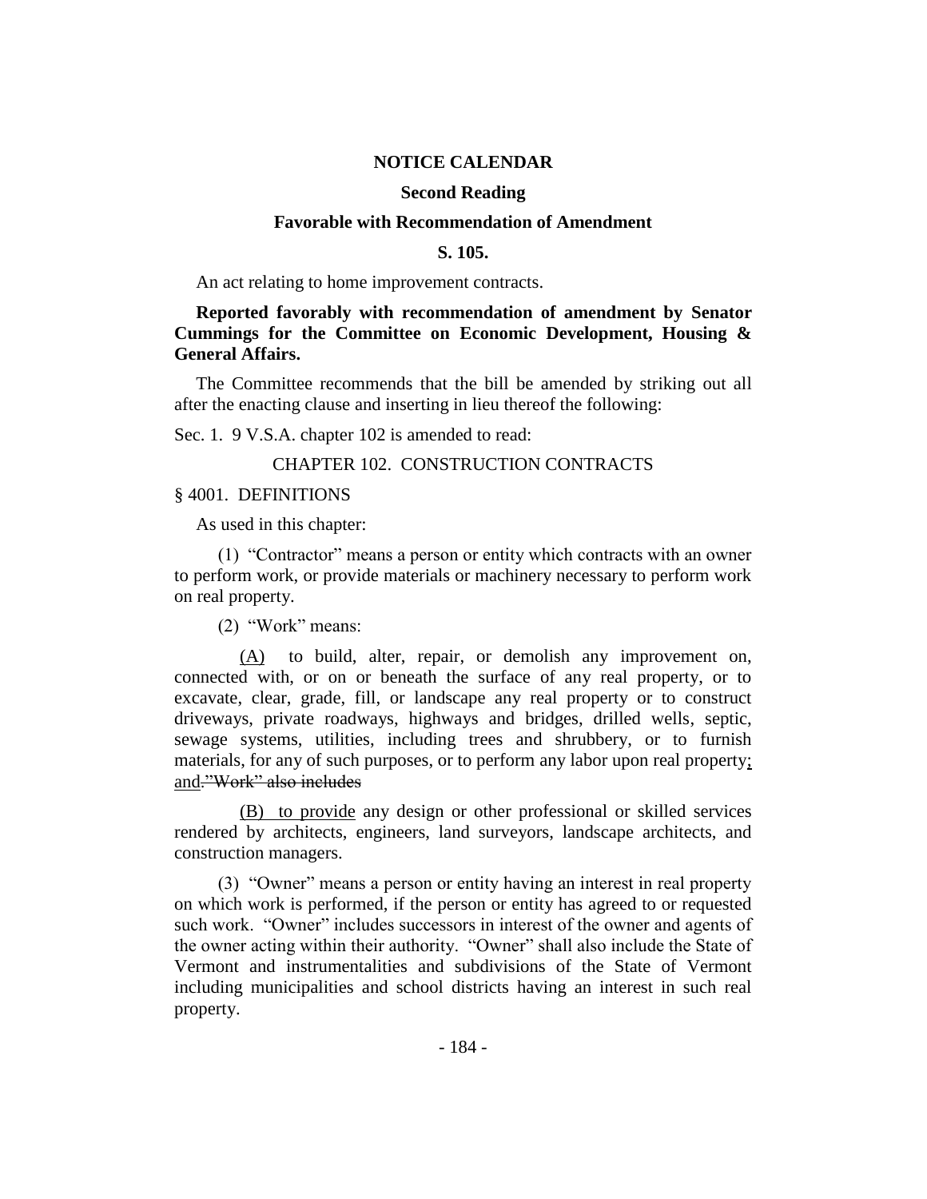## NOTICE CALENDAR

### Second Reading

### Favorable with Recommendation of Amendment

### S. 105.

An act relating to home improvement contracts.

**Reported favorably with recommendation of amendment by Senator Cummings for the Committee on Economic Development, Housing & General Affairs.**

The Committee recommends that the bill be amended by striking out all after the enacting clause and inserting in lieu thereof the following:

Sec. 1. 9 V.S.A. chapter 102 is amended to read:

CHAPTER 102. CONSTRUCTION CONTRACTS

§ 4001. DEFINITIONS

As used in this chapter:

(1) "Contractor" means a person or entity which contracts with an owner to perform work, or provide materials or machinery necessary to perform work on real property.

(2) "Work" means:

<u>(A)</u> to build, alter, repair, or demolish any improvement on, connected with, or on or beneath the surface of any real property, or to excavate, clear, grade, fill, or landscape any real property or to construct driveways, private roadways, highways and bridges, drilled wells, septic, sewage systems, utilities, including trees and shrubbery, or to furnish materials, for any of such purposes, or to perform any labor upon real property<u>; and</u>~~. "Work" also includes~~

<u>(B) to provide</u> any design or other professional or skilled services rendered by architects, engineers, land surveyors, landscape architects, and construction managers.

(3) "Owner" means a person or entity having an interest in real property on which work is performed, if the person or entity has agreed to or requested such work. "Owner" includes successors in interest of the owner and agents of the owner acting within their authority. "Owner" shall also include the State of Vermont and instrumentalities and subdivisions of the State of Vermont including municipalities and school districts having an interest in such real property.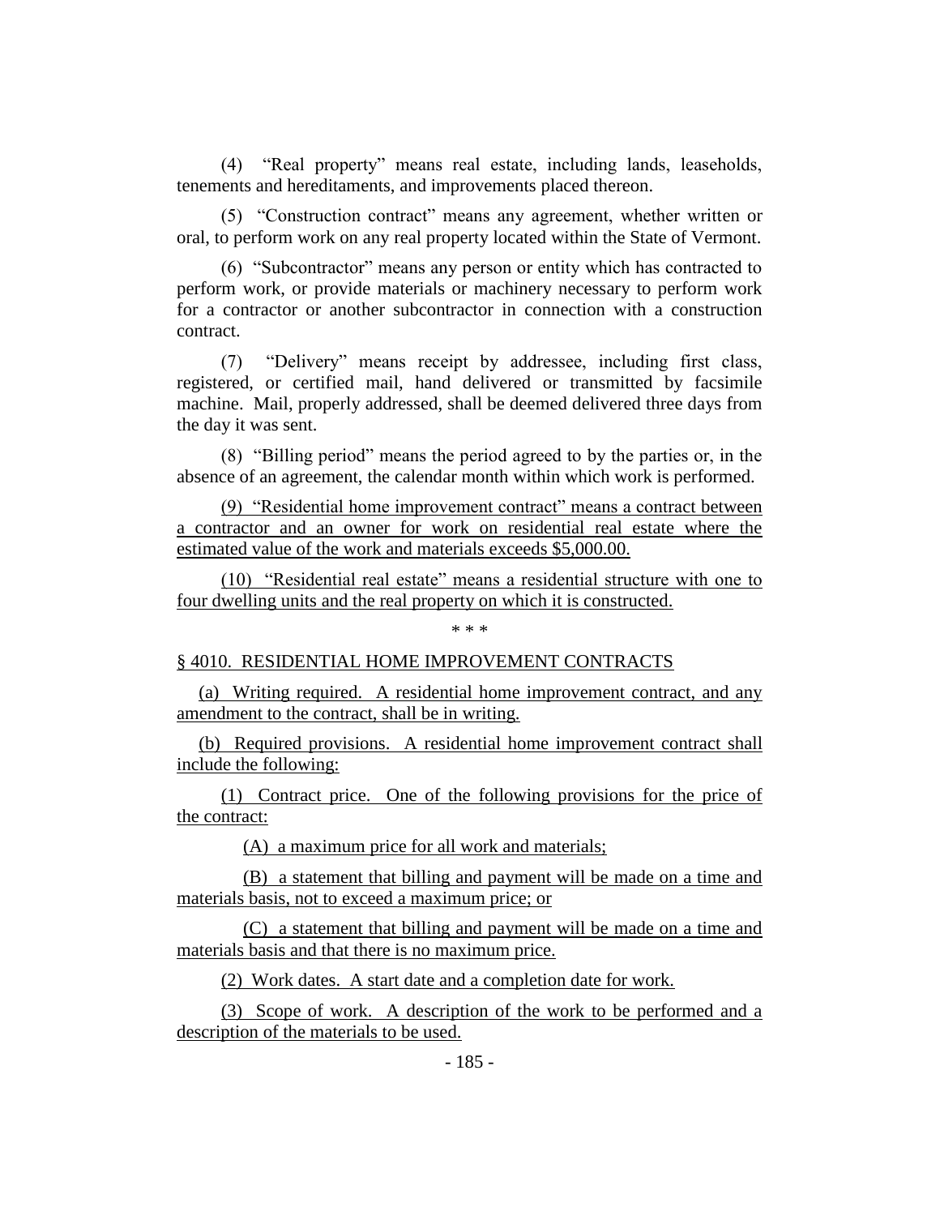(4) "Real property" means real estate, including lands, leaseholds, tenements and hereditaments, and improvements placed thereon.

(5) "Construction contract" means any agreement, whether written or oral, to perform work on any real property located within the State of Vermont.

(6) "Subcontractor" means any person or entity which has contracted to perform work, or provide materials or machinery necessary to perform work for a contractor or another subcontractor in connection with a construction contract.

(7) "Delivery" means receipt by addressee, including first class, registered, or certified mail, hand delivered or transmitted by facsimile machine. Mail, properly addressed, shall be deemed delivered three days from the day it was sent.

(8) "Billing period" means the period agreed to by the parties or, in the absence of an agreement, the calendar month within which work is performed.

<u>(9) "Residential home improvement contract" means a contract between a contractor and an owner for work on residential real estate where the estimated value of the work and materials exceeds $5,000.00.</u>

<u>(10) "Residential real estate" means a residential structure with one to four dwelling units and the real property on which it is constructed.</u>

\* \* \*

<u>§ 4010. RESIDENTIAL HOME IMPROVEMENT CONTRACTS</u>

<u>(a) Writing required. A residential home improvement contract, and any amendment to the contract, shall be in writing.</u>

<u>(b) Required provisions. A residential home improvement contract shall include the following:</u>

<u>(1) Contract price. One of the following provisions for the price of the contract:</u>

<u>(A) a maximum price for all work and materials;</u>

<u>(B) a statement that billing and payment will be made on a time and materials basis, not to exceed a maximum price; or</u>

<u>(C) a statement that billing and payment will be made on a time and materials basis and that there is no maximum price.</u>

<u>(2) Work dates. A start date and a completion date for work.</u>

<u>(3) Scope of work. A description of the work to be performed and a description of the materials to be used.</u>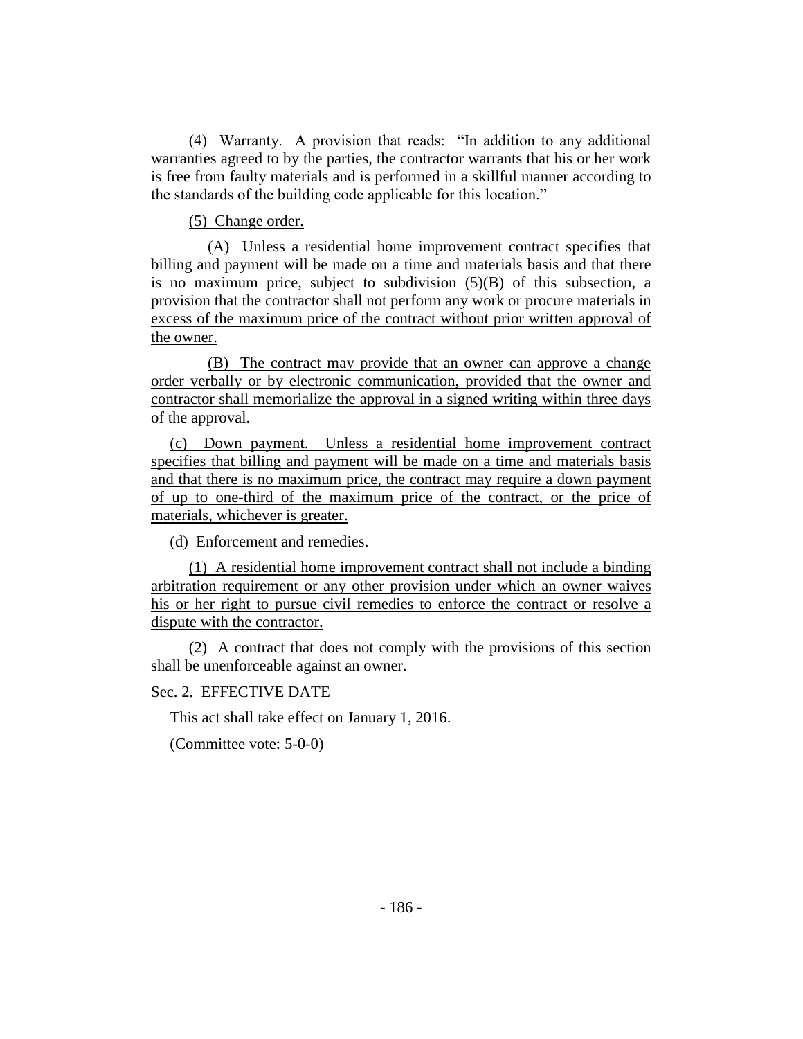(4) Warranty. A provision that reads: "In addition to any additional warranties agreed to by the parties, the contractor warrants that his or her work is free from faulty materials and is performed in a skillful manner according to the standards of the building code applicable for this location."

(5) Change order.

(A) Unless a residential home improvement contract specifies that billing and payment will be made on a time and materials basis and that there is no maximum price, subject to subdivision (5)(B) of this subsection, a provision that the contractor shall not perform any work or procure materials in excess of the maximum price of the contract without prior written approval of the owner.

(B) The contract may provide that an owner can approve a change order verbally or by electronic communication, provided that the owner and contractor shall memorialize the approval in a signed writing within three days of the approval.

(c) Down payment. Unless a residential home improvement contract specifies that billing and payment will be made on a time and materials basis and that there is no maximum price, the contract may require a down payment of up to one-third of the maximum price of the contract, or the price of materials, whichever is greater.

(d) Enforcement and remedies.

(1) A residential home improvement contract shall not include a binding arbitration requirement or any other provision under which an owner waives his or her right to pursue civil remedies to enforce the contract or resolve a dispute with the contractor.

(2) A contract that does not comply with the provisions of this section shall be unenforceable against an owner.

Sec. 2. EFFECTIVE DATE

This act shall take effect on January 1, 2016.

(Committee vote: 5-0-0)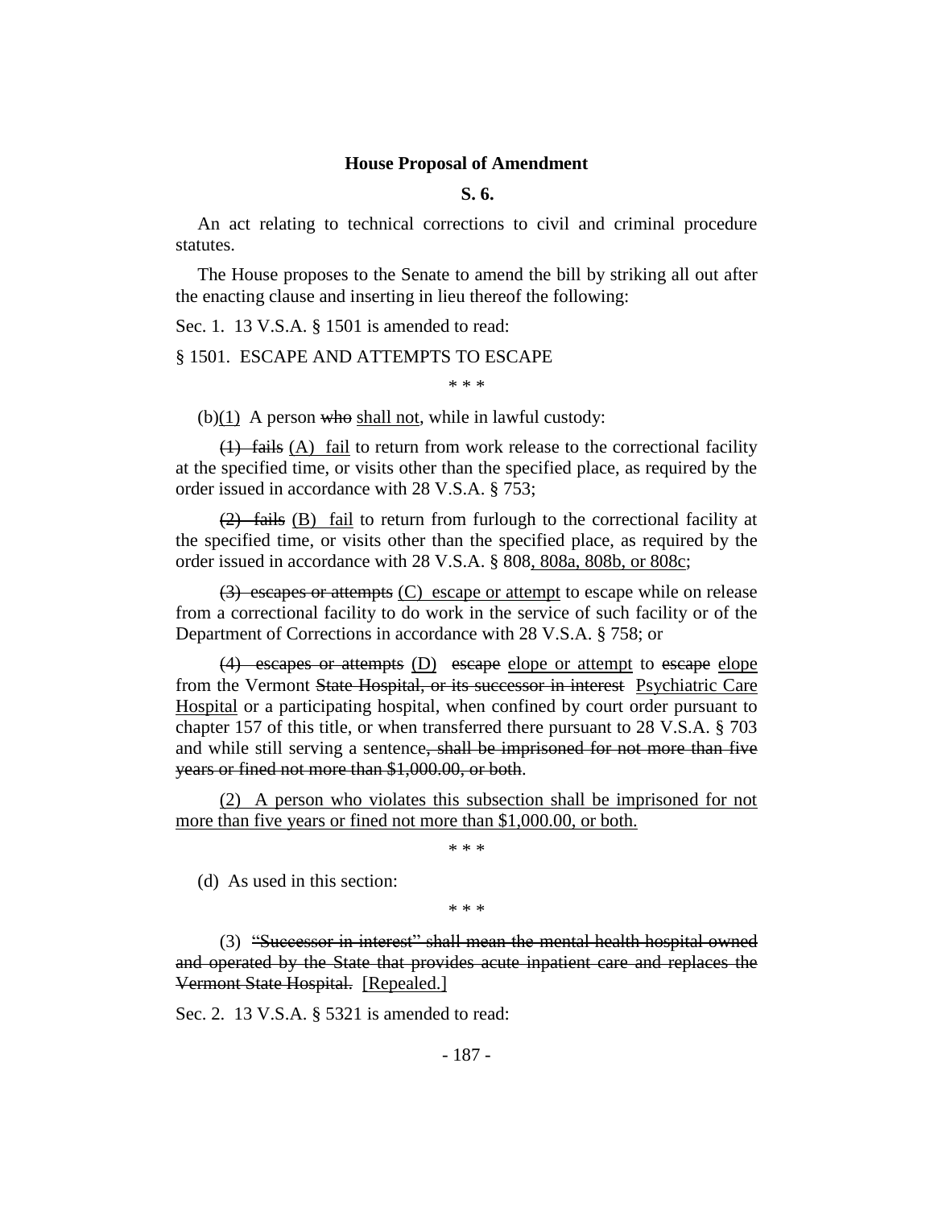**House Proposal of Amendment**

**S. 6.**

An act relating to technical corrections to civil and criminal procedure statutes.

The House proposes to the Senate to amend the bill by striking all out after the enacting clause and inserting in lieu thereof the following:

Sec. 1. 13 V.S.A. § 1501 is amended to read:

§ 1501. ESCAPE AND ATTEMPTS TO ESCAPE

\* \* \*

(b)~~(1)~~ A person ~~who~~ shall not, while in lawful custody:

~~(1) fails~~ (A) fail to return from work release to the correctional facility at the specified time, or visits other than the specified place, as required by the order issued in accordance with 28 V.S.A. § 753;

~~(2) fails~~ (B) fail to return from furlough to the correctional facility at the specified time, or visits other than the specified place, as required by the order issued in accordance with 28 V.S.A. § 808, 808a, 808b, or 808c;

~~(3) escapes or attempts~~ (C) escape or attempt to escape while on release from a correctional facility to do work in the service of such facility or of the Department of Corrections in accordance with 28 V.S.A. § 758; or

~~(4) escapes or attempts~~ (D) ~~escape~~ elope or attempt to ~~escape~~ elope from the Vermont ~~State Hospital, or its successor in interest~~ Psychiatric Care Hospital or a participating hospital, when confined by court order pursuant to chapter 157 of this title, or when transferred there pursuant to 28 V.S.A. § 703 and while still serving a sentence~~, shall be imprisoned for not more than five years or fined not more than $1,000.00, or both~~.

(2) A person who violates this subsection shall be imprisoned for not more than five years or fined not more than $1,000.00, or both.

\* \* \*

(d) As used in this section:

\* \* \*

(3) ~~"Successor in interest" shall mean the mental health hospital owned and operated by the State that provides acute inpatient care and replaces the Vermont State Hospital.~~ [Repealed.]

Sec. 2. 13 V.S.A. § 5321 is amended to read: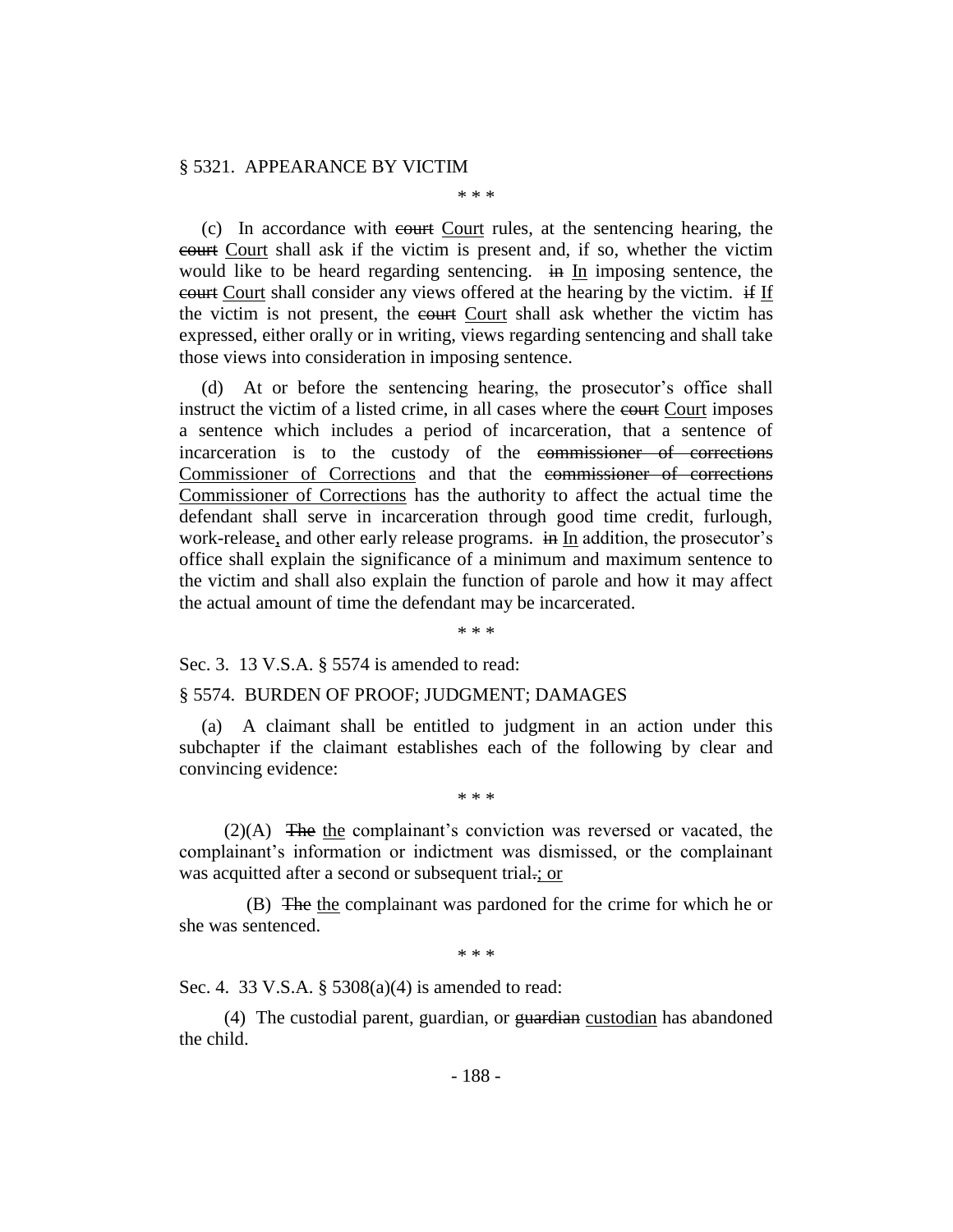§ 5321. APPEARANCE BY VICTIM

\* \* \*

(c) In accordance with ~~court~~ Court rules, at the sentencing hearing, the ~~court~~ Court shall ask if the victim is present and, if so, whether the victim would like to be heard regarding sentencing. ~~in~~ In imposing sentence, the ~~court~~ Court shall consider any views offered at the hearing by the victim. ~~if~~ If the victim is not present, the ~~court~~ Court shall ask whether the victim has expressed, either orally or in writing, views regarding sentencing and shall take those views into consideration in imposing sentence.

(d) At or before the sentencing hearing, the prosecutor's office shall instruct the victim of a listed crime, in all cases where the ~~court~~ Court imposes a sentence which includes a period of incarceration, that a sentence of incarceration is to the custody of the ~~commissioner of corrections~~ Commissioner of Corrections and that the ~~commissioner of corrections~~ Commissioner of Corrections has the authority to affect the actual time the defendant shall serve in incarceration through good time credit, furlough, work-release, and other early release programs. ~~in~~ In addition, the prosecutor's office shall explain the significance of a minimum and maximum sentence to the victim and shall also explain the function of parole and how it may affect the actual amount of time the defendant may be incarcerated.

\* \* \*

Sec. 3. 13 V.S.A. § 5574 is amended to read:

§ 5574. BURDEN OF PROOF; JUDGMENT; DAMAGES

(a) A claimant shall be entitled to judgment in an action under this subchapter if the claimant establishes each of the following by clear and convincing evidence:

\* \* \*

(2)(A) ~~The~~ the complainant's conviction was reversed or vacated, the complainant's information or indictment was dismissed, or the complainant was acquitted after a second or subsequent trial~~.~~; or

(B) ~~The~~ the complainant was pardoned for the crime for which he or she was sentenced.

\* \* \*

Sec. 4. 33 V.S.A. § 5308(a)(4) is amended to read:

(4) The custodial parent, guardian, or ~~guardian~~ custodian has abandoned the child.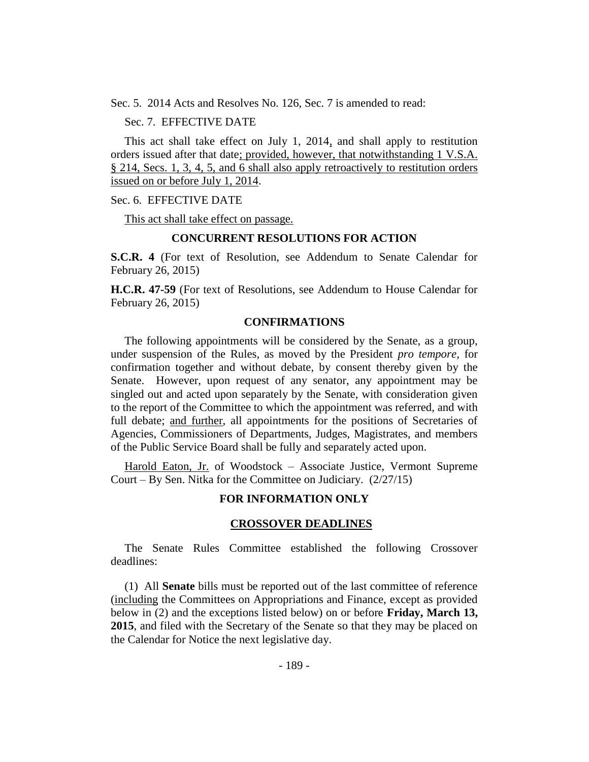Sec. 5. 2014 Acts and Resolves No. 126, Sec. 7 is amended to read:

Sec. 7. EFFECTIVE DATE

This act shall take effect on July 1, 2014, and shall apply to restitution orders issued after that date; provided, however, that notwithstanding 1 V.S.A. § 214, Secs. 1, 3, 4, 5, and 6 shall also apply retroactively to restitution orders issued on or before July 1, 2014.

Sec. 6. EFFECTIVE DATE

This act shall take effect on passage.

## CONCURRENT RESOLUTIONS FOR ACTION

**S.C.R. 4** (For text of Resolution, see Addendum to Senate Calendar for February 26, 2015)

**H.C.R. 47-59** (For text of Resolutions, see Addendum to House Calendar for February 26, 2015)

## CONFIRMATIONS

The following appointments will be considered by the Senate, as a group, under suspension of the Rules, as moved by the President *pro tempore,* for confirmation together and without debate, by consent thereby given by the Senate. However, upon request of any senator, any appointment may be singled out and acted upon separately by the Senate, with consideration given to the report of the Committee to which the appointment was referred, and with full debate; and further, all appointments for the positions of Secretaries of Agencies, Commissioners of Departments, Judges, Magistrates, and members of the Public Service Board shall be fully and separately acted upon.

Harold Eaton, Jr. of Woodstock – Associate Justice, Vermont Supreme Court – By Sen. Nitka for the Committee on Judiciary. (2/27/15)

## FOR INFORMATION ONLY

### CROSSOVER DEADLINES

The Senate Rules Committee established the following Crossover deadlines:

(1) All **Senate** bills must be reported out of the last committee of reference (including the Committees on Appropriations and Finance, except as provided below in (2) and the exceptions listed below) on or before **Friday, March 13, 2015**, and filed with the Secretary of the Senate so that they may be placed on the Calendar for Notice the next legislative day.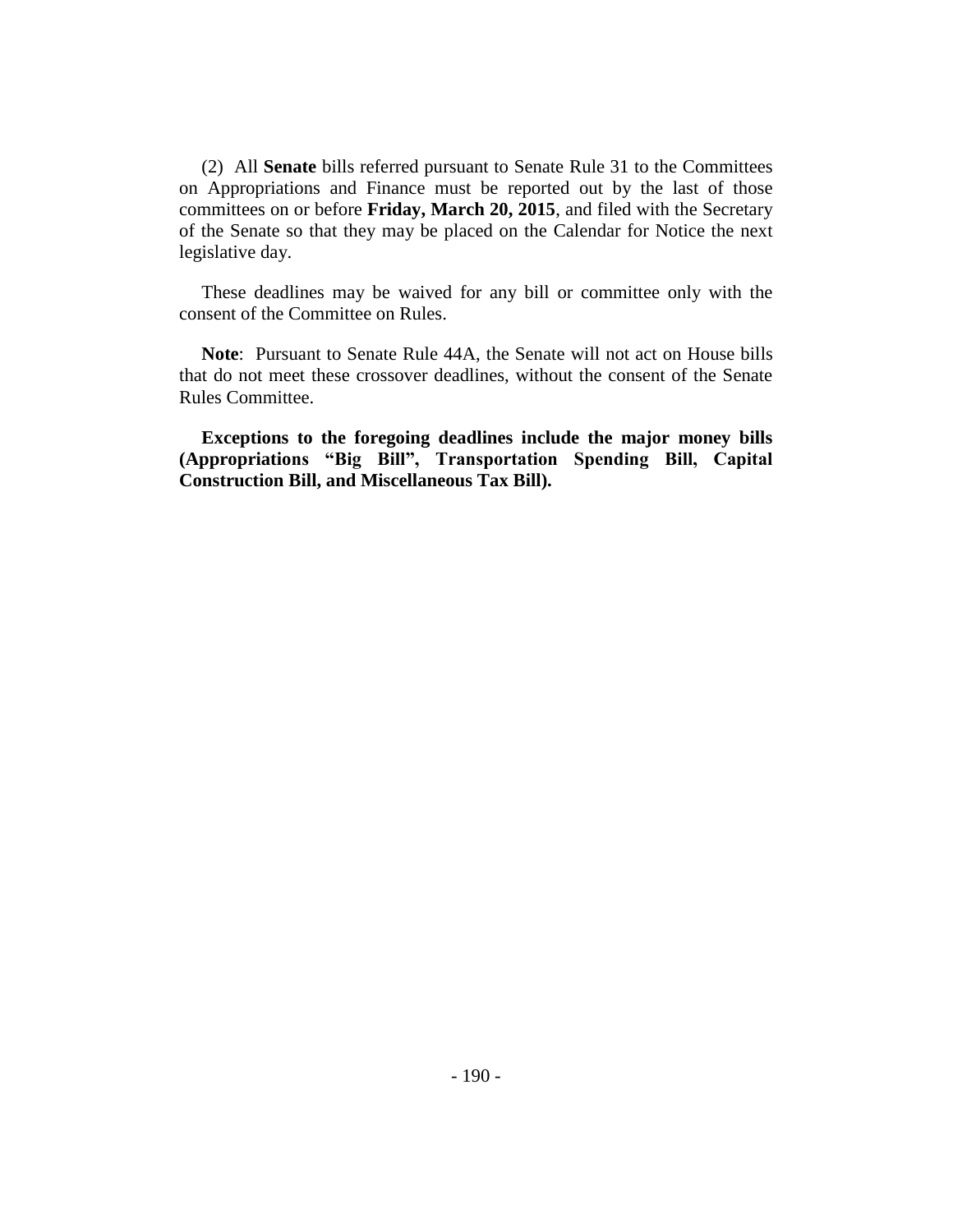(2) All **Senate** bills referred pursuant to Senate Rule 31 to the Committees on Appropriations and Finance must be reported out by the last of those committees on or before **Friday, March 20, 2015**, and filed with the Secretary of the Senate so that they may be placed on the Calendar for Notice the next legislative day.

These deadlines may be waived for any bill or committee only with the consent of the Committee on Rules.

**Note**: Pursuant to Senate Rule 44A, the Senate will not act on House bills that do not meet these crossover deadlines, without the consent of the Senate Rules Committee.

**Exceptions to the foregoing deadlines include the major money bills (Appropriations "Big Bill", Transportation Spending Bill, Capital Construction Bill, and Miscellaneous Tax Bill).**